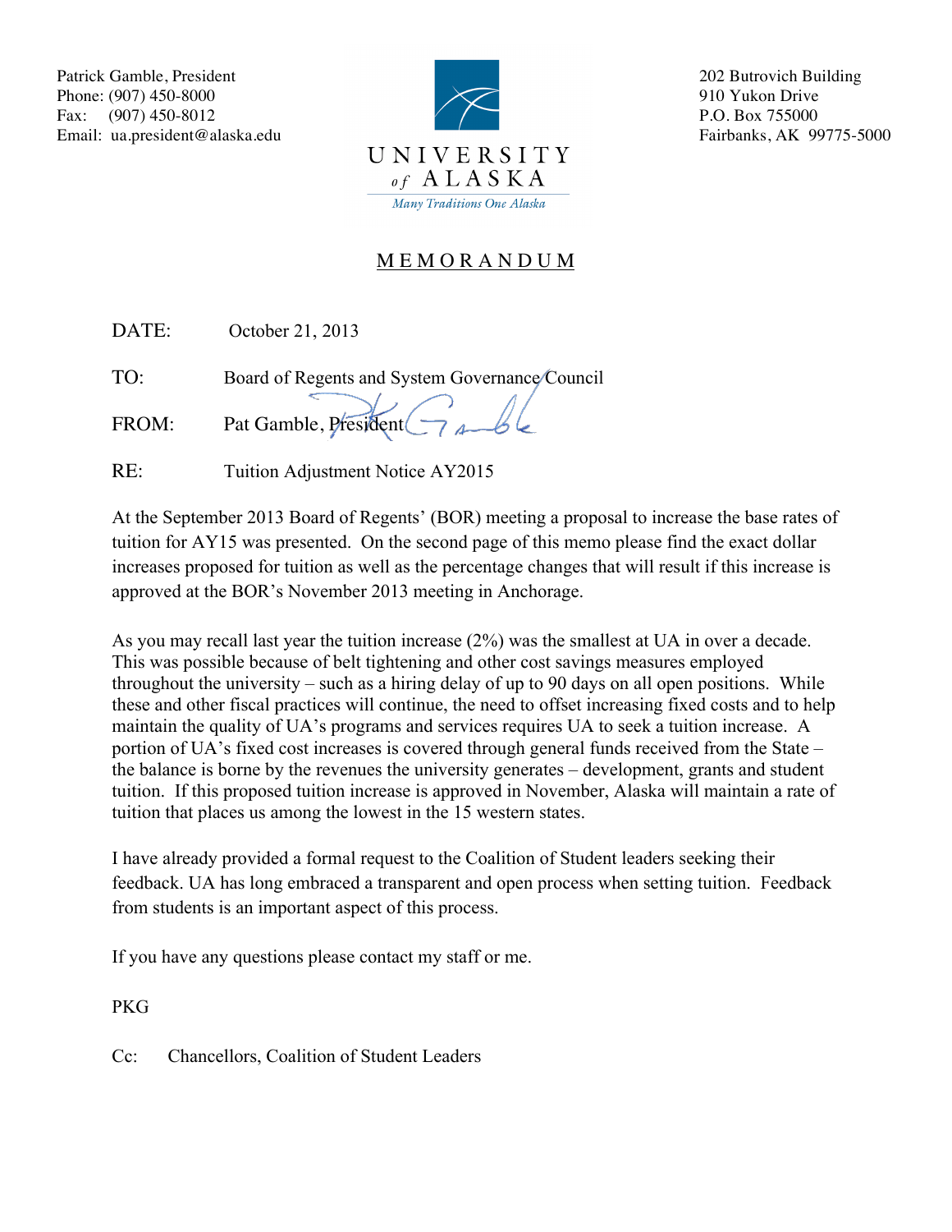Patrick Gamble, President
Phone: (907) 450-8000
Fax: (907) 450-8012
Email: ua.president@alaska.edu

UNIVERSITY *of* ALASKA
*Many Traditions One Alaska*

202 Butrovich Building
910 Yukon Drive
P.O. Box 755000
Fairbanks, AK 99775-5000

# MEMORANDUM

DATE: October 21, 2013

TO: Board of Regents and System Governance Council

FROM: Pat Gamble, President

RE: Tuition Adjustment Notice AY2015

At the September 2013 Board of Regents' (BOR) meeting a proposal to increase the base rates of tuition for AY15 was presented. On the second page of this memo please find the exact dollar increases proposed for tuition as well as the percentage changes that will result if this increase is approved at the BOR's November 2013 meeting in Anchorage.

As you may recall last year the tuition increase (2%) was the smallest at UA in over a decade. This was possible because of belt tightening and other cost savings measures employed throughout the university – such as a hiring delay of up to 90 days on all open positions. While these and other fiscal practices will continue, the need to offset increasing fixed costs and to help maintain the quality of UA's programs and services requires UA to seek a tuition increase. A portion of UA's fixed cost increases is covered through general funds received from the State – the balance is borne by the revenues the university generates – development, grants and student tuition. If this proposed tuition increase is approved in November, Alaska will maintain a rate of tuition that places us among the lowest in the 15 western states.

I have already provided a formal request to the Coalition of Student leaders seeking their feedback. UA has long embraced a transparent and open process when setting tuition. Feedback from students is an important aspect of this process.

If you have any questions please contact my staff or me.

PKG

Cc: Chancellors, Coalition of Student Leaders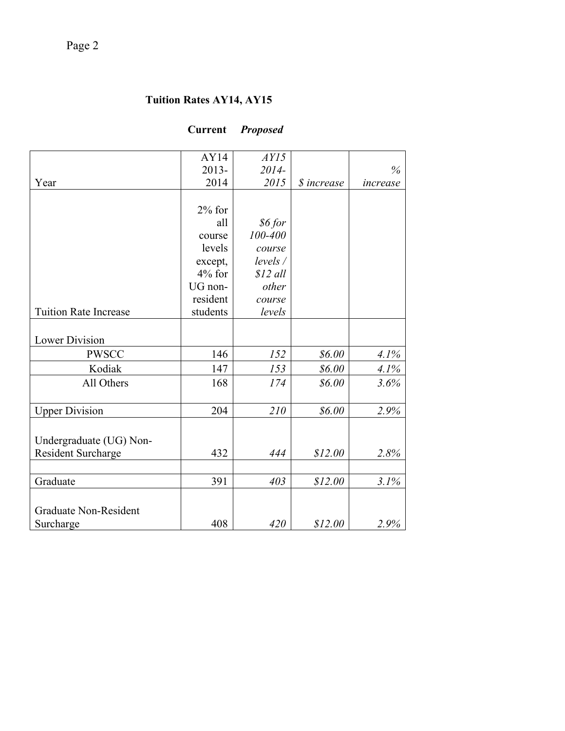## Tuition Rates AY14, AY15

**Current** ***Proposed***

| Year | AY14 2013-2014 | *AY15 2014-2015* | *$ increase* | *% increase* |
|---|---|---|---|---|
| Tuition Rate Increase | 2% for all course levels except, 4% for UG non-resident students | *$6 for 100-400 course levels / $12 all other course levels* | | |
| Lower Division | | | | |
| PWSCC | 146 | *152* | *$6.00* | *4.1%* |
| Kodiak | 147 | *153* | *$6.00* | *4.1%* |
| All Others | 168 | *174* | *$6.00* | *3.6%* |
| Upper Division | 204 | *210* | *$6.00* | *2.9%* |
| Undergraduate (UG) Non-Resident Surcharge | 432 | *444* | *$12.00* | *2.8%* |
| | | | | |
| Graduate | 391 | *403* | *$12.00* | *3.1%* |
| Graduate Non-Resident Surcharge | 408 | *420* | *$12.00* | *2.9%* |